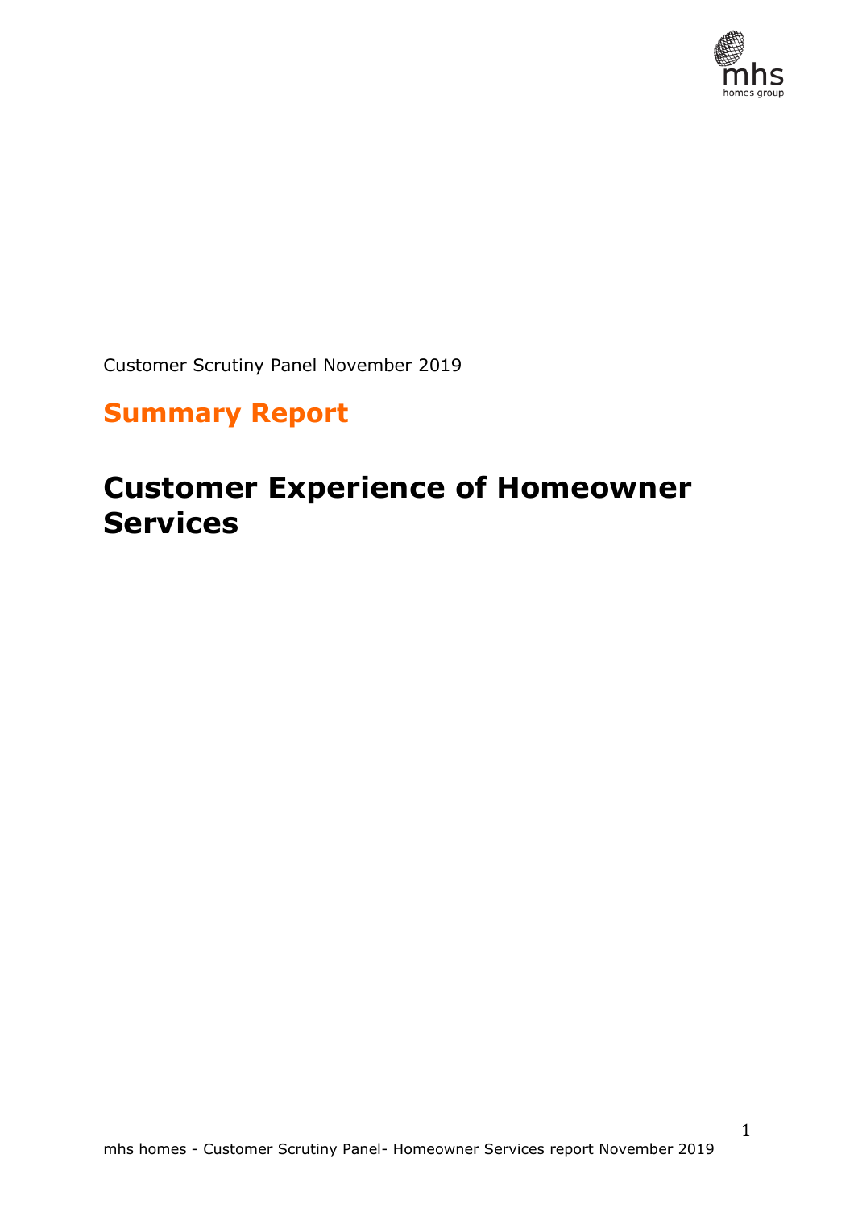Customer Scrutiny Panel November 2019

## Summary Report

# Customer Experience of Homeowner Services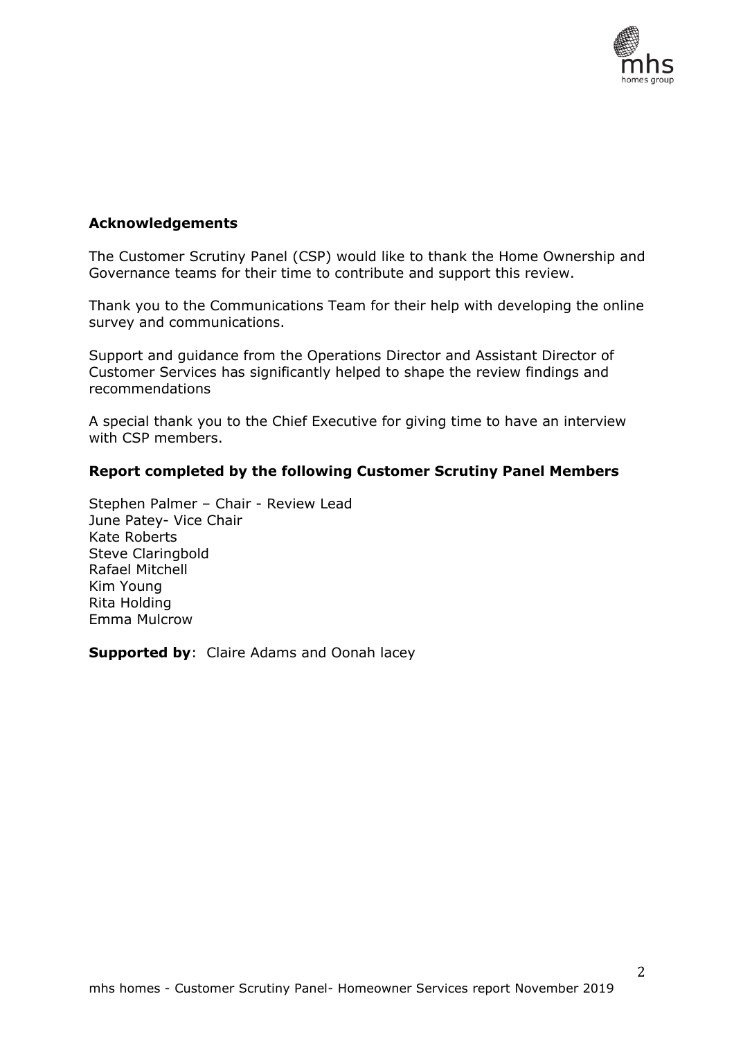**Acknowledgements**

The Customer Scrutiny Panel (CSP) would like to thank the Home Ownership and Governance teams for their time to contribute and support this review.

Thank you to the Communications Team for their help with developing the online survey and communications.

Support and guidance from the Operations Director and Assistant Director of Customer Services has significantly helped to shape the review findings and recommendations

A special thank you to the Chief Executive for giving time to have an interview with CSP members.

**Report completed by the following Customer Scrutiny Panel Members**

Stephen Palmer – Chair - Review Lead
June Patey- Vice Chair
Kate Roberts
Steve Claringbold
Rafael Mitchell
Kim Young
Rita Holding
Emma Mulcrow

**Supported by**: Claire Adams and Oonah lacey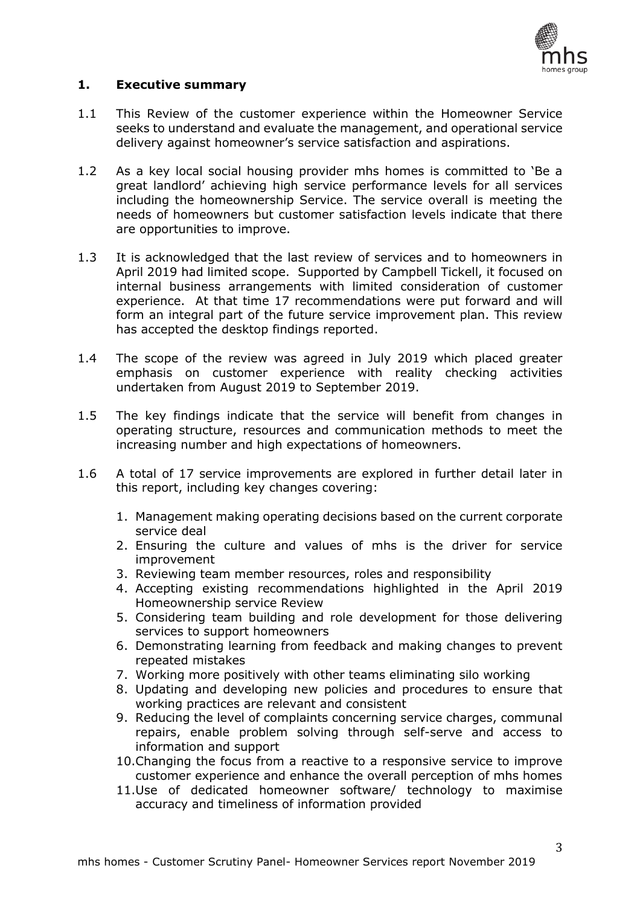## 1. Executive summary

1.1 This Review of the customer experience within the Homeowner Service seeks to understand and evaluate the management, and operational service delivery against homeowner's service satisfaction and aspirations.

1.2 As a key local social housing provider mhs homes is committed to 'Be a great landlord' achieving high service performance levels for all services including the homeownership Service. The service overall is meeting the needs of homeowners but customer satisfaction levels indicate that there are opportunities to improve.

1.3 It is acknowledged that the last review of services and to homeowners in April 2019 had limited scope. Supported by Campbell Tickell, it focused on internal business arrangements with limited consideration of customer experience. At that time 17 recommendations were put forward and will form an integral part of the future service improvement plan. This review has accepted the desktop findings reported.

1.4 The scope of the review was agreed in July 2019 which placed greater emphasis on customer experience with reality checking activities undertaken from August 2019 to September 2019.

1.5 The key findings indicate that the service will benefit from changes in operating structure, resources and communication methods to meet the increasing number and high expectations of homeowners.

1.6 A total of 17 service improvements are explored in further detail later in this report, including key changes covering:

1. Management making operating decisions based on the current corporate service deal
2. Ensuring the culture and values of mhs is the driver for service improvement
3. Reviewing team member resources, roles and responsibility
4. Accepting existing recommendations highlighted in the April 2019 Homeownership service Review
5. Considering team building and role development for those delivering services to support homeowners
6. Demonstrating learning from feedback and making changes to prevent repeated mistakes
7. Working more positively with other teams eliminating silo working
8. Updating and developing new policies and procedures to ensure that working practices are relevant and consistent
9. Reducing the level of complaints concerning service charges, communal repairs, enable problem solving through self-serve and access to information and support
10. Changing the focus from a reactive to a responsive service to improve customer experience and enhance the overall perception of mhs homes
11. Use of dedicated homeowner software/ technology to maximise accuracy and timeliness of information provided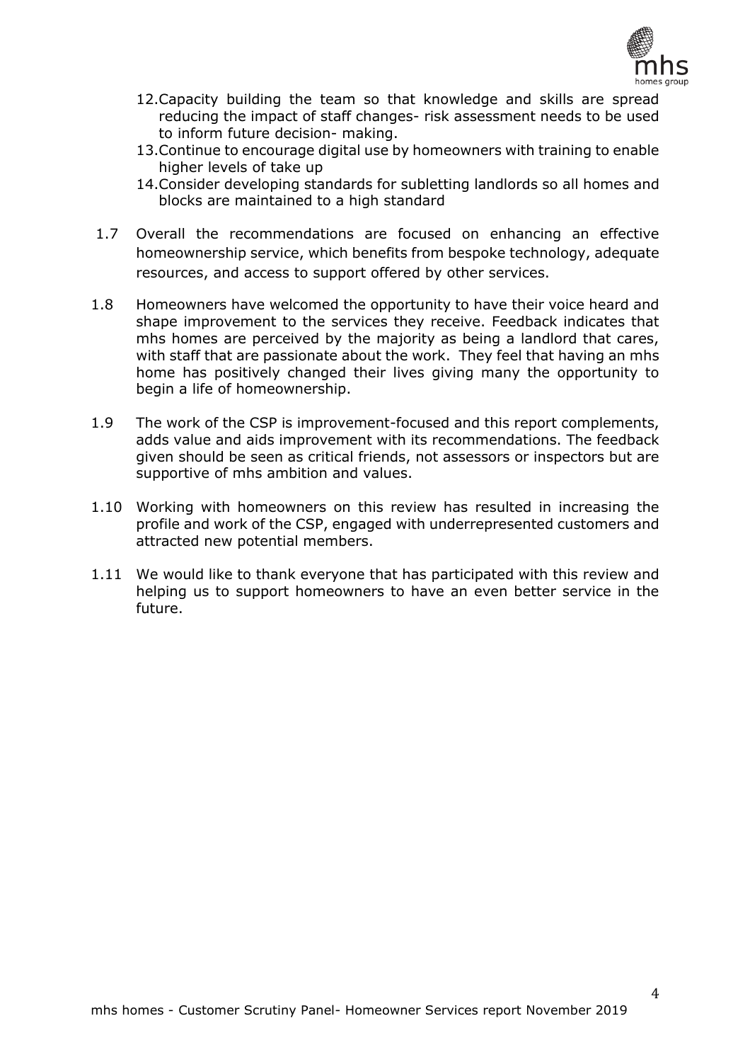12. Capacity building the team so that knowledge and skills are spread reducing the impact of staff changes- risk assessment needs to be used to inform future decision- making.
13. Continue to encourage digital use by homeowners with training to enable higher levels of take up
14. Consider developing standards for subletting landlords so all homes and blocks are maintained to a high standard

1.7 Overall the recommendations are focused on enhancing an effective homeownership service, which benefits from bespoke technology, adequate resources, and access to support offered by other services.

1.8 Homeowners have welcomed the opportunity to have their voice heard and shape improvement to the services they receive. Feedback indicates that mhs homes are perceived by the majority as being a landlord that cares, with staff that are passionate about the work. They feel that having an mhs home has positively changed their lives giving many the opportunity to begin a life of homeownership.

1.9 The work of the CSP is improvement-focused and this report complements, adds value and aids improvement with its recommendations. The feedback given should be seen as critical friends, not assessors or inspectors but are supportive of mhs ambition and values.

1.10 Working with homeowners on this review has resulted in increasing the profile and work of the CSP, engaged with underrepresented customers and attracted new potential members.

1.11 We would like to thank everyone that has participated with this review and helping us to support homeowners to have an even better service in the future.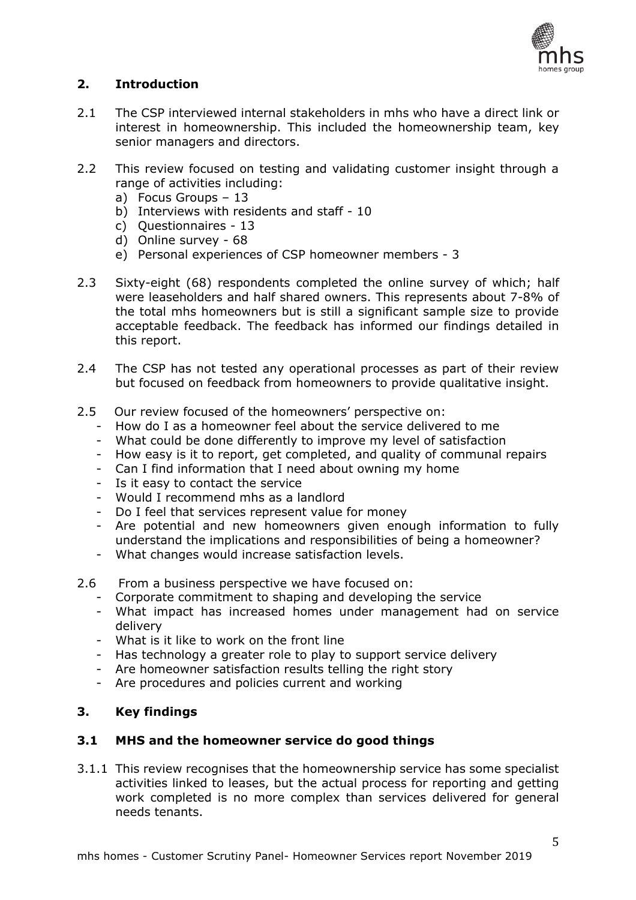## 2. Introduction

2.1 The CSP interviewed internal stakeholders in mhs who have a direct link or interest in homeownership. This included the homeownership team, key senior managers and directors.

2.2 This review focused on testing and validating customer insight through a range of activities including:

a) Focus Groups – 13
b) Interviews with residents and staff - 10
c) Questionnaires - 13
d) Online survey - 68
e) Personal experiences of CSP homeowner members - 3

2.3 Sixty-eight (68) respondents completed the online survey of which; half were leaseholders and half shared owners. This represents about 7-8% of the total mhs homeowners but is still a significant sample size to provide acceptable feedback. The feedback has informed our findings detailed in this report.

2.4 The CSP has not tested any operational processes as part of their review but focused on feedback from homeowners to provide qualitative insight.

2.5 Our review focused of the homeowners' perspective on:

- How do I as a homeowner feel about the service delivered to me
- What could be done differently to improve my level of satisfaction
- How easy is it to report, get completed, and quality of communal repairs
- Can I find information that I need about owning my home
- Is it easy to contact the service
- Would I recommend mhs as a landlord
- Do I feel that services represent value for money
- Are potential and new homeowners given enough information to fully understand the implications and responsibilities of being a homeowner?
- What changes would increase satisfaction levels.

2.6 From a business perspective we have focused on:

- Corporate commitment to shaping and developing the service
- What impact has increased homes under management had on service delivery
- What is it like to work on the front line
- Has technology a greater role to play to support service delivery
- Are homeowner satisfaction results telling the right story
- Are procedures and policies current and working

## 3. Key findings

### 3.1 MHS and the homeowner service do good things

3.1.1 This review recognises that the homeownership service has some specialist activities linked to leases, but the actual process for reporting and getting work completed is no more complex than services delivered for general needs tenants.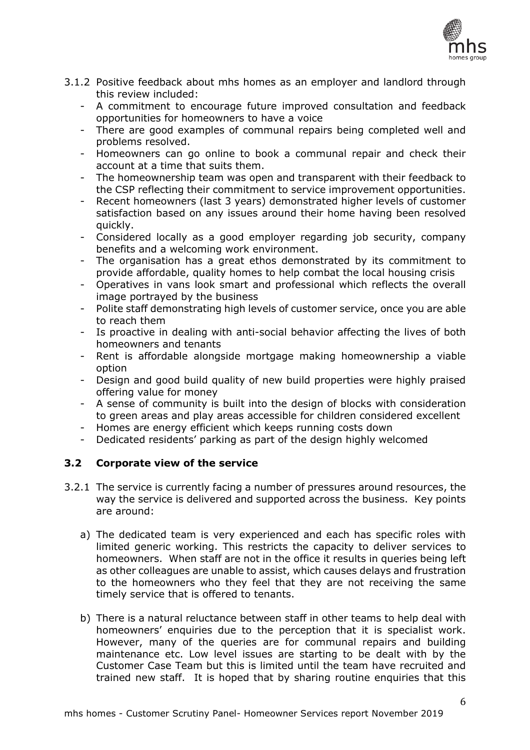3.1.2 Positive feedback about mhs homes as an employer and landlord through this review included:

- A commitment to encourage future improved consultation and feedback opportunities for homeowners to have a voice
- There are good examples of communal repairs being completed well and problems resolved.
- Homeowners can go online to book a communal repair and check their account at a time that suits them.
- The homeownership team was open and transparent with their feedback to the CSP reflecting their commitment to service improvement opportunities.
- Recent homeowners (last 3 years) demonstrated higher levels of customer satisfaction based on any issues around their home having been resolved quickly.
- Considered locally as a good employer regarding job security, company benefits and a welcoming work environment.
- The organisation has a great ethos demonstrated by its commitment to provide affordable, quality homes to help combat the local housing crisis
- Operatives in vans look smart and professional which reflects the overall image portrayed by the business
- Polite staff demonstrating high levels of customer service, once you are able to reach them
- Is proactive in dealing with anti-social behavior affecting the lives of both homeowners and tenants
- Rent is affordable alongside mortgage making homeownership a viable option
- Design and good build quality of new build properties were highly praised offering value for money
- A sense of community is built into the design of blocks with consideration to green areas and play areas accessible for children considered excellent
- Homes are energy efficient which keeps running costs down
- Dedicated residents' parking as part of the design highly welcomed

### 3.2 Corporate view of the service

3.2.1 The service is currently facing a number of pressures around resources, the way the service is delivered and supported across the business. Key points are around:

a) The dedicated team is very experienced and each has specific roles with limited generic working. This restricts the capacity to deliver services to homeowners. When staff are not in the office it results in queries being left as other colleagues are unable to assist, which causes delays and frustration to the homeowners who they feel that they are not receiving the same timely service that is offered to tenants.

b) There is a natural reluctance between staff in other teams to help deal with homeowners' enquiries due to the perception that it is specialist work. However, many of the queries are for communal repairs and building maintenance etc. Low level issues are starting to be dealt with by the Customer Case Team but this is limited until the team have recruited and trained new staff. It is hoped that by sharing routine enquiries that this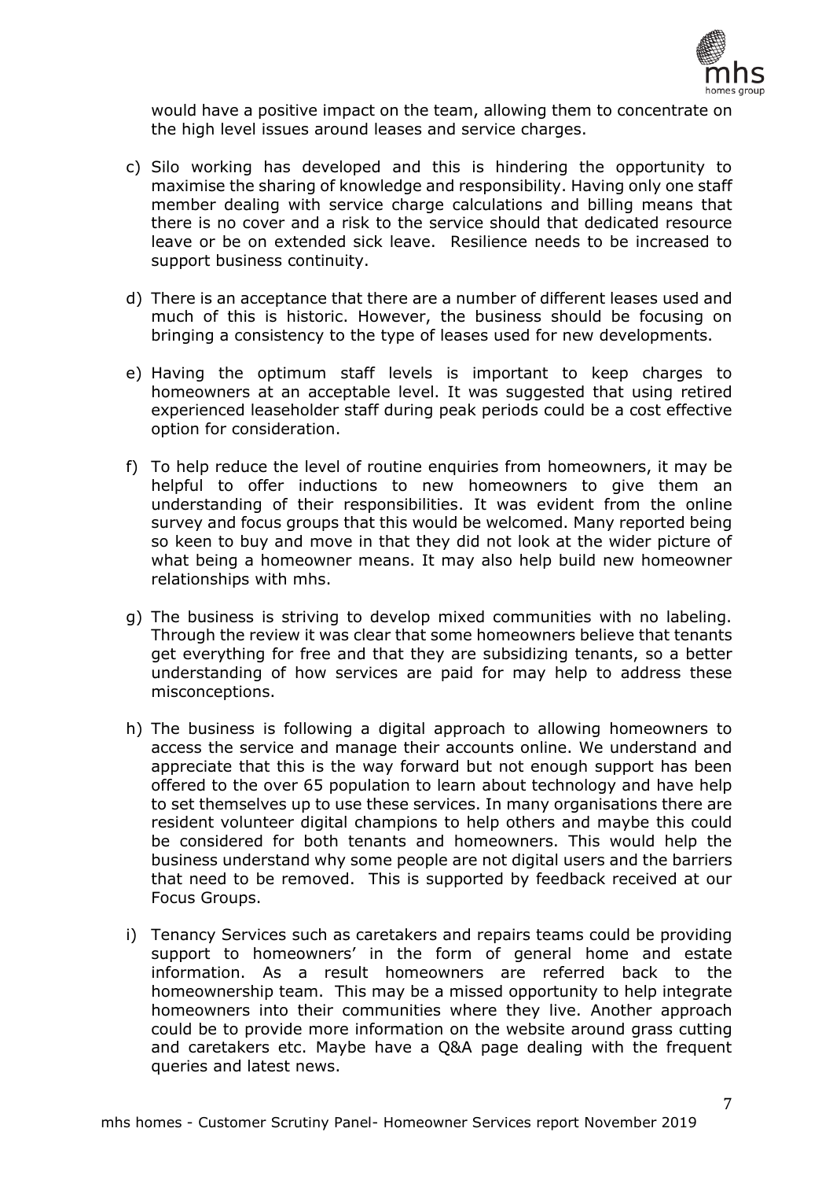would have a positive impact on the team, allowing them to concentrate on the high level issues around leases and service charges.

c) Silo working has developed and this is hindering the opportunity to maximise the sharing of knowledge and responsibility. Having only one staff member dealing with service charge calculations and billing means that there is no cover and a risk to the service should that dedicated resource leave or be on extended sick leave. Resilience needs to be increased to support business continuity.

d) There is an acceptance that there are a number of different leases used and much of this is historic. However, the business should be focusing on bringing a consistency to the type of leases used for new developments.

e) Having the optimum staff levels is important to keep charges to homeowners at an acceptable level. It was suggested that using retired experienced leaseholder staff during peak periods could be a cost effective option for consideration.

f) To help reduce the level of routine enquiries from homeowners, it may be helpful to offer inductions to new homeowners to give them an understanding of their responsibilities. It was evident from the online survey and focus groups that this would be welcomed. Many reported being so keen to buy and move in that they did not look at the wider picture of what being a homeowner means. It may also help build new homeowner relationships with mhs.

g) The business is striving to develop mixed communities with no labeling. Through the review it was clear that some homeowners believe that tenants get everything for free and that they are subsidizing tenants, so a better understanding of how services are paid for may help to address these misconceptions.

h) The business is following a digital approach to allowing homeowners to access the service and manage their accounts online. We understand and appreciate that this is the way forward but not enough support has been offered to the over 65 population to learn about technology and have help to set themselves up to use these services. In many organisations there are resident volunteer digital champions to help others and maybe this could be considered for both tenants and homeowners. This would help the business understand why some people are not digital users and the barriers that need to be removed. This is supported by feedback received at our Focus Groups.

i) Tenancy Services such as caretakers and repairs teams could be providing support to homeowners' in the form of general home and estate information. As a result homeowners are referred back to the homeownership team. This may be a missed opportunity to help integrate homeowners into their communities where they live. Another approach could be to provide more information on the website around grass cutting and caretakers etc. Maybe have a Q&A page dealing with the frequent queries and latest news.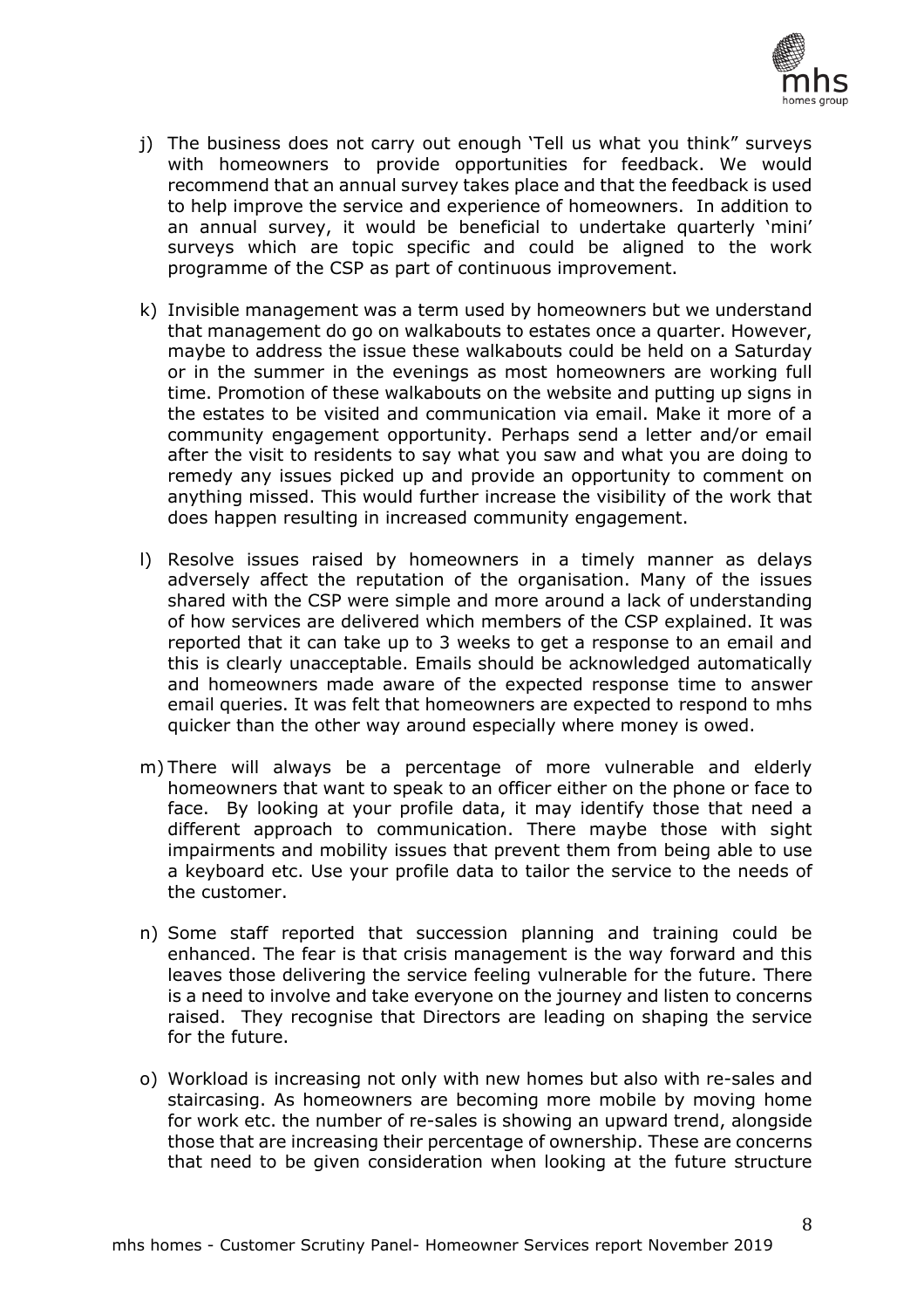j) The business does not carry out enough 'Tell us what you think" surveys with homeowners to provide opportunities for feedback. We would recommend that an annual survey takes place and that the feedback is used to help improve the service and experience of homeowners. In addition to an annual survey, it would be beneficial to undertake quarterly 'mini' surveys which are topic specific and could be aligned to the work programme of the CSP as part of continuous improvement.

k) Invisible management was a term used by homeowners but we understand that management do go on walkabouts to estates once a quarter. However, maybe to address the issue these walkabouts could be held on a Saturday or in the summer in the evenings as most homeowners are working full time. Promotion of these walkabouts on the website and putting up signs in the estates to be visited and communication via email. Make it more of a community engagement opportunity. Perhaps send a letter and/or email after the visit to residents to say what you saw and what you are doing to remedy any issues picked up and provide an opportunity to comment on anything missed. This would further increase the visibility of the work that does happen resulting in increased community engagement.

l) Resolve issues raised by homeowners in a timely manner as delays adversely affect the reputation of the organisation. Many of the issues shared with the CSP were simple and more around a lack of understanding of how services are delivered which members of the CSP explained. It was reported that it can take up to 3 weeks to get a response to an email and this is clearly unacceptable. Emails should be acknowledged automatically and homeowners made aware of the expected response time to answer email queries. It was felt that homeowners are expected to respond to mhs quicker than the other way around especially where money is owed.

m) There will always be a percentage of more vulnerable and elderly homeowners that want to speak to an officer either on the phone or face to face. By looking at your profile data, it may identify those that need a different approach to communication. There maybe those with sight impairments and mobility issues that prevent them from being able to use a keyboard etc. Use your profile data to tailor the service to the needs of the customer.

n) Some staff reported that succession planning and training could be enhanced. The fear is that crisis management is the way forward and this leaves those delivering the service feeling vulnerable for the future. There is a need to involve and take everyone on the journey and listen to concerns raised. They recognise that Directors are leading on shaping the service for the future.

o) Workload is increasing not only with new homes but also with re-sales and staircasing. As homeowners are becoming more mobile by moving home for work etc. the number of re-sales is showing an upward trend, alongside those that are increasing their percentage of ownership. These are concerns that need to be given consideration when looking at the future structure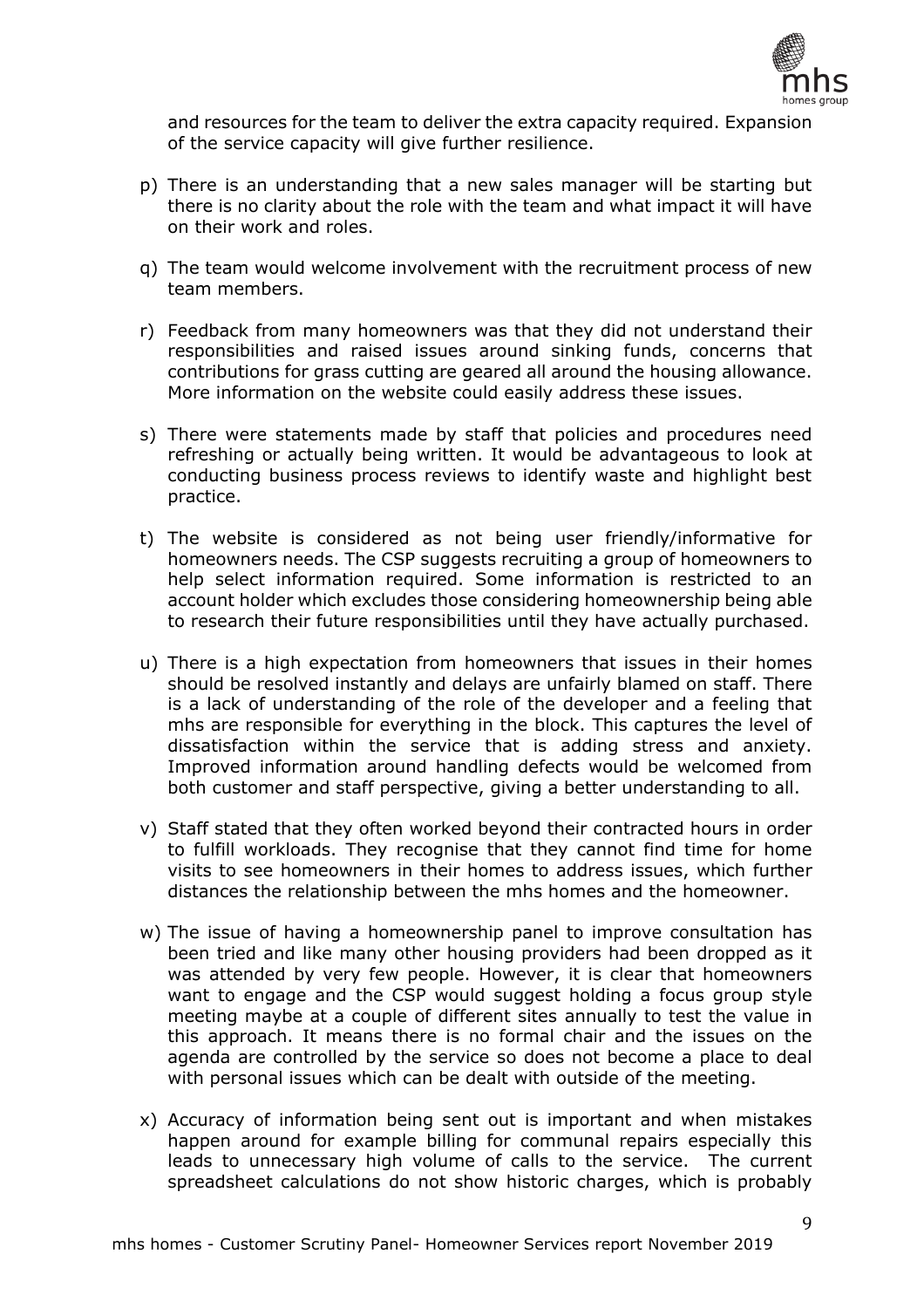and resources for the team to deliver the extra capacity required. Expansion of the service capacity will give further resilience.

p) There is an understanding that a new sales manager will be starting but there is no clarity about the role with the team and what impact it will have on their work and roles.

q) The team would welcome involvement with the recruitment process of new team members.

r) Feedback from many homeowners was that they did not understand their responsibilities and raised issues around sinking funds, concerns that contributions for grass cutting are geared all around the housing allowance. More information on the website could easily address these issues.

s) There were statements made by staff that policies and procedures need refreshing or actually being written. It would be advantageous to look at conducting business process reviews to identify waste and highlight best practice.

t) The website is considered as not being user friendly/informative for homeowners needs. The CSP suggests recruiting a group of homeowners to help select information required. Some information is restricted to an account holder which excludes those considering homeownership being able to research their future responsibilities until they have actually purchased.

u) There is a high expectation from homeowners that issues in their homes should be resolved instantly and delays are unfairly blamed on staff. There is a lack of understanding of the role of the developer and a feeling that mhs are responsible for everything in the block. This captures the level of dissatisfaction within the service that is adding stress and anxiety. Improved information around handling defects would be welcomed from both customer and staff perspective, giving a better understanding to all.

v) Staff stated that they often worked beyond their contracted hours in order to fulfill workloads. They recognise that they cannot find time for home visits to see homeowners in their homes to address issues, which further distances the relationship between the mhs homes and the homeowner.

w) The issue of having a homeownership panel to improve consultation has been tried and like many other housing providers had been dropped as it was attended by very few people. However, it is clear that homeowners want to engage and the CSP would suggest holding a focus group style meeting maybe at a couple of different sites annually to test the value in this approach. It means there is no formal chair and the issues on the agenda are controlled by the service so does not become a place to deal with personal issues which can be dealt with outside of the meeting.

x) Accuracy of information being sent out is important and when mistakes happen around for example billing for communal repairs especially this leads to unnecessary high volume of calls to the service. The current spreadsheet calculations do not show historic charges, which is probably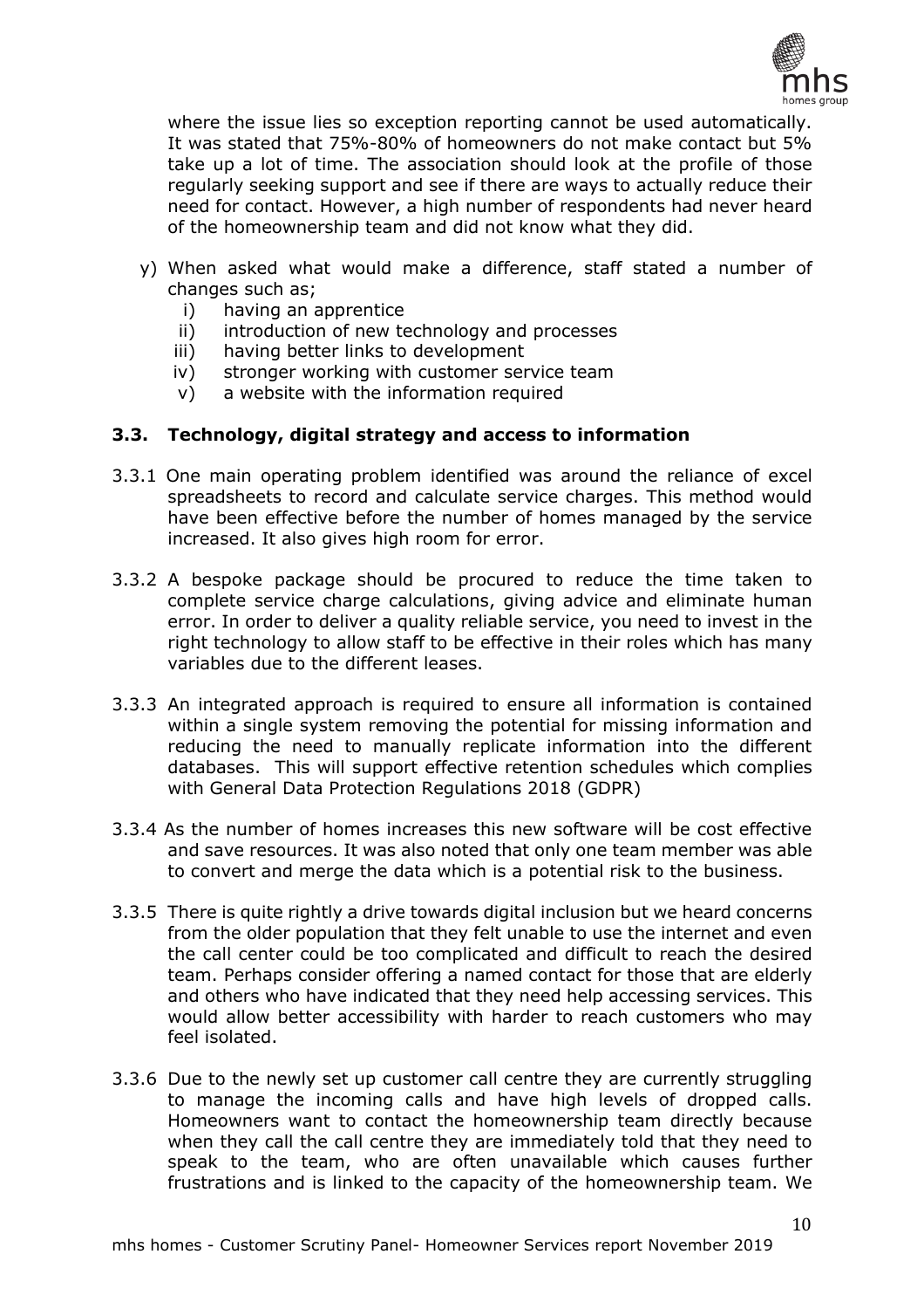where the issue lies so exception reporting cannot be used automatically. It was stated that 75%-80% of homeowners do not make contact but 5% take up a lot of time. The association should look at the profile of those regularly seeking support and see if there are ways to actually reduce their need for contact. However, a high number of respondents had never heard of the homeownership team and did not know what they did.

y) When asked what would make a difference, staff stated a number of changes such as;
   i) having an apprentice
   ii) introduction of new technology and processes
   iii) having better links to development
   iv) stronger working with customer service team
   v) a website with the information required

### 3.3. Technology, digital strategy and access to information

3.3.1 One main operating problem identified was around the reliance of excel spreadsheets to record and calculate service charges. This method would have been effective before the number of homes managed by the service increased. It also gives high room for error.

3.3.2 A bespoke package should be procured to reduce the time taken to complete service charge calculations, giving advice and eliminate human error. In order to deliver a quality reliable service, you need to invest in the right technology to allow staff to be effective in their roles which has many variables due to the different leases.

3.3.3 An integrated approach is required to ensure all information is contained within a single system removing the potential for missing information and reducing the need to manually replicate information into the different databases. This will support effective retention schedules which complies with General Data Protection Regulations 2018 (GDPR)

3.3.4 As the number of homes increases this new software will be cost effective and save resources. It was also noted that only one team member was able to convert and merge the data which is a potential risk to the business.

3.3.5 There is quite rightly a drive towards digital inclusion but we heard concerns from the older population that they felt unable to use the internet and even the call center could be too complicated and difficult to reach the desired team. Perhaps consider offering a named contact for those that are elderly and others who have indicated that they need help accessing services. This would allow better accessibility with harder to reach customers who may feel isolated.

3.3.6 Due to the newly set up customer call centre they are currently struggling to manage the incoming calls and have high levels of dropped calls. Homeowners want to contact the homeownership team directly because when they call the call centre they are immediately told that they need to speak to the team, who are often unavailable which causes further frustrations and is linked to the capacity of the homeownership team. We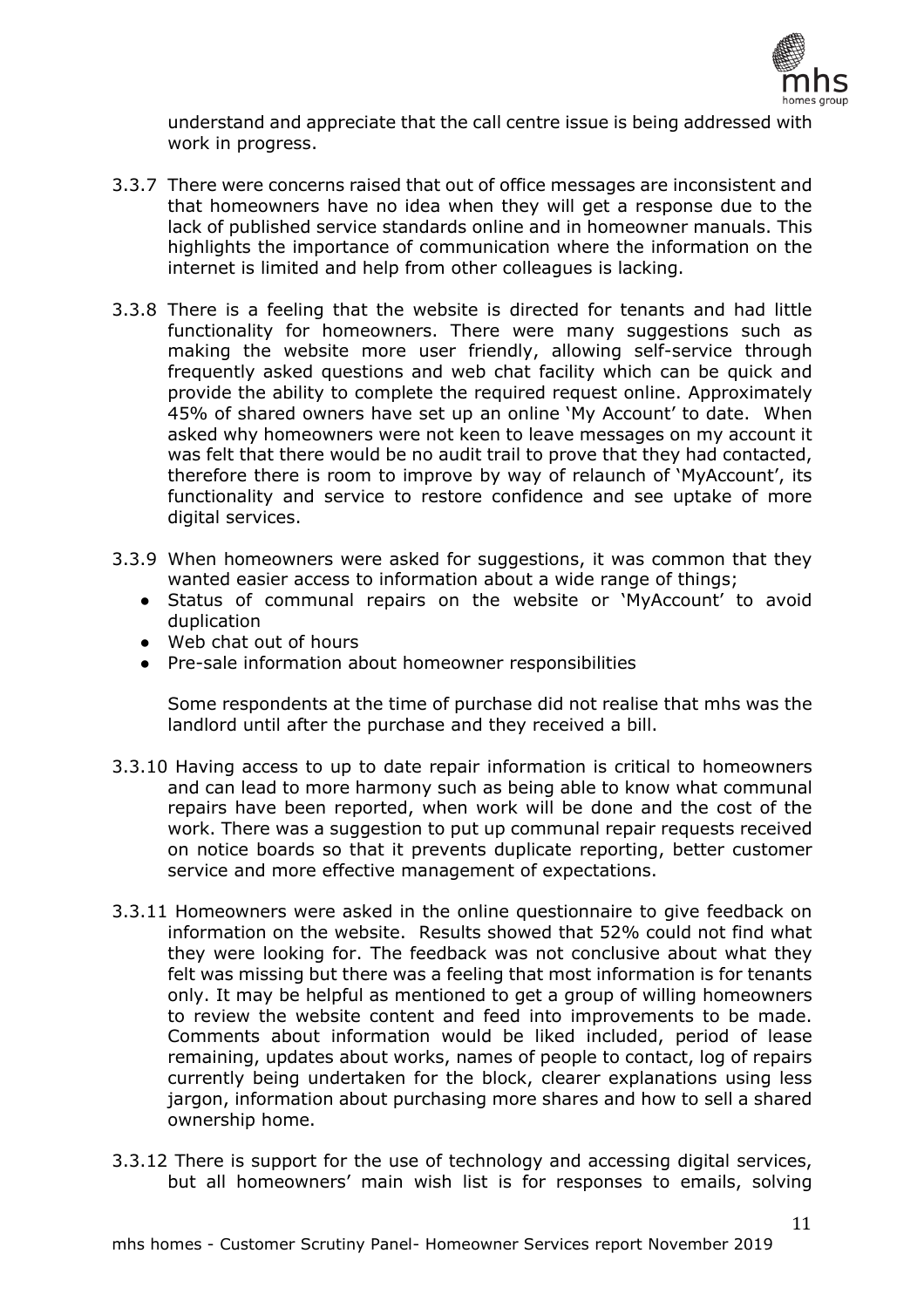understand and appreciate that the call centre issue is being addressed with work in progress.

3.3.7 There were concerns raised that out of office messages are inconsistent and that homeowners have no idea when they will get a response due to the lack of published service standards online and in homeowner manuals. This highlights the importance of communication where the information on the internet is limited and help from other colleagues is lacking.

3.3.8 There is a feeling that the website is directed for tenants and had little functionality for homeowners. There were many suggestions such as making the website more user friendly, allowing self-service through frequently asked questions and web chat facility which can be quick and provide the ability to complete the required request online. Approximately 45% of shared owners have set up an online 'My Account' to date. When asked why homeowners were not keen to leave messages on my account it was felt that there would be no audit trail to prove that they had contacted, therefore there is room to improve by way of relaunch of 'MyAccount', its functionality and service to restore confidence and see uptake of more digital services.

3.3.9 When homeowners were asked for suggestions, it was common that they wanted easier access to information about a wide range of things;

- Status of communal repairs on the website or 'MyAccount' to avoid duplication
- Web chat out of hours
- Pre-sale information about homeowner responsibilities

Some respondents at the time of purchase did not realise that mhs was the landlord until after the purchase and they received a bill.

3.3.10 Having access to up to date repair information is critical to homeowners and can lead to more harmony such as being able to know what communal repairs have been reported, when work will be done and the cost of the work. There was a suggestion to put up communal repair requests received on notice boards so that it prevents duplicate reporting, better customer service and more effective management of expectations.

3.3.11 Homeowners were asked in the online questionnaire to give feedback on information on the website. Results showed that 52% could not find what they were looking for. The feedback was not conclusive about what they felt was missing but there was a feeling that most information is for tenants only. It may be helpful as mentioned to get a group of willing homeowners to review the website content and feed into improvements to be made. Comments about information would be liked included, period of lease remaining, updates about works, names of people to contact, log of repairs currently being undertaken for the block, clearer explanations using less jargon, information about purchasing more shares and how to sell a shared ownership home.

3.3.12 There is support for the use of technology and accessing digital services, but all homeowners' main wish list is for responses to emails, solving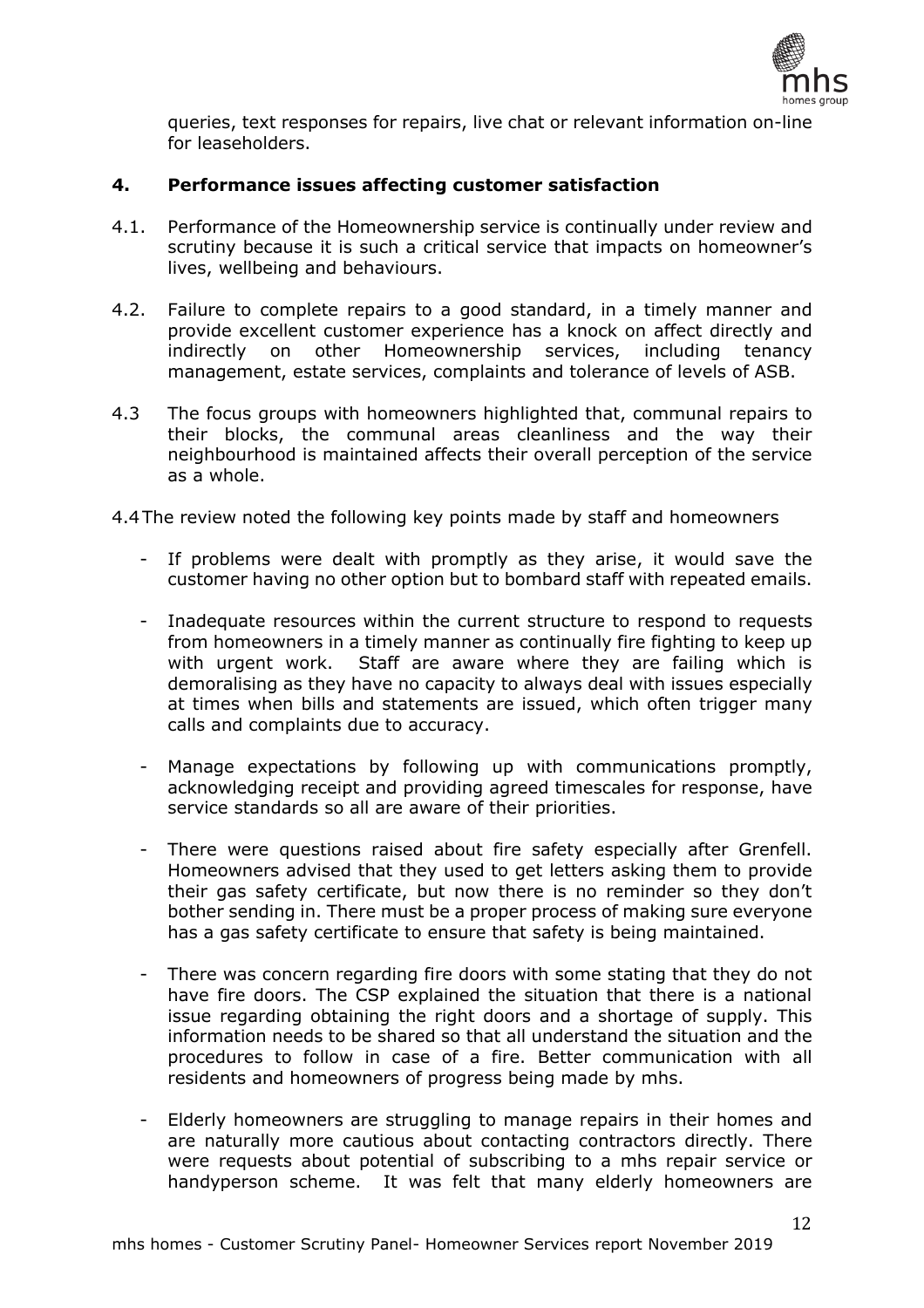queries, text responses for repairs, live chat or relevant information on-line for leaseholders.

## 4. Performance issues affecting customer satisfaction

4.1. Performance of the Homeownership service is continually under review and scrutiny because it is such a critical service that impacts on homeowner's lives, wellbeing and behaviours.

4.2. Failure to complete repairs to a good standard, in a timely manner and provide excellent customer experience has a knock on affect directly and indirectly on other Homeownership services, including tenancy management, estate services, complaints and tolerance of levels of ASB.

4.3 The focus groups with homeowners highlighted that, communal repairs to their blocks, the communal areas cleanliness and the way their neighbourhood is maintained affects their overall perception of the service as a whole.

4.4 The review noted the following key points made by staff and homeowners

- If problems were dealt with promptly as they arise, it would save the customer having no other option but to bombard staff with repeated emails.
- Inadequate resources within the current structure to respond to requests from homeowners in a timely manner as continually fire fighting to keep up with urgent work. Staff are aware where they are failing which is demoralising as they have no capacity to always deal with issues especially at times when bills and statements are issued, which often trigger many calls and complaints due to accuracy.
- Manage expectations by following up with communications promptly, acknowledging receipt and providing agreed timescales for response, have service standards so all are aware of their priorities.
- There were questions raised about fire safety especially after Grenfell. Homeowners advised that they used to get letters asking them to provide their gas safety certificate, but now there is no reminder so they don't bother sending in. There must be a proper process of making sure everyone has a gas safety certificate to ensure that safety is being maintained.
- There was concern regarding fire doors with some stating that they do not have fire doors. The CSP explained the situation that there is a national issue regarding obtaining the right doors and a shortage of supply. This information needs to be shared so that all understand the situation and the procedures to follow in case of a fire. Better communication with all residents and homeowners of progress being made by mhs.
- Elderly homeowners are struggling to manage repairs in their homes and are naturally more cautious about contacting contractors directly. There were requests about potential of subscribing to a mhs repair service or handyperson scheme. It was felt that many elderly homeowners are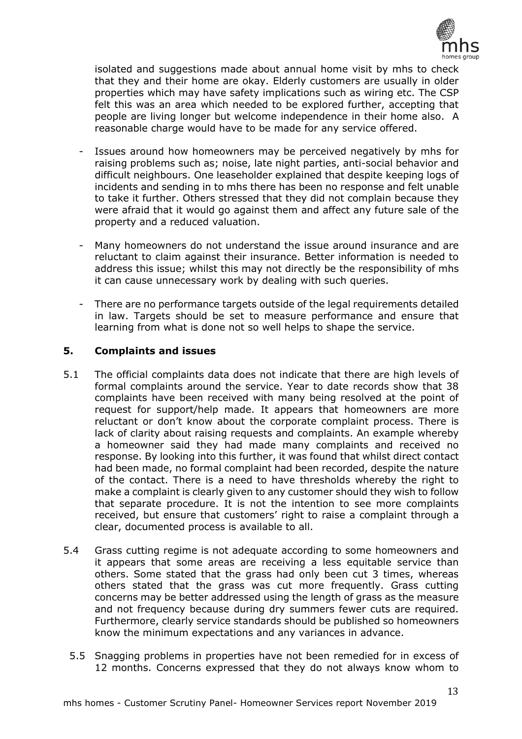isolated and suggestions made about annual home visit by mhs to check that they and their home are okay. Elderly customers are usually in older properties which may have safety implications such as wiring etc. The CSP felt this was an area which needed to be explored further, accepting that people are living longer but welcome independence in their home also. A reasonable charge would have to be made for any service offered.

- Issues around how homeowners may be perceived negatively by mhs for raising problems such as; noise, late night parties, anti-social behavior and difficult neighbours. One leaseholder explained that despite keeping logs of incidents and sending in to mhs there has been no response and felt unable to take it further. Others stressed that they did not complain because they were afraid that it would go against them and affect any future sale of the property and a reduced valuation.

- Many homeowners do not understand the issue around insurance and are reluctant to claim against their insurance. Better information is needed to address this issue; whilst this may not directly be the responsibility of mhs it can cause unnecessary work by dealing with such queries.

- There are no performance targets outside of the legal requirements detailed in law. Targets should be set to measure performance and ensure that learning from what is done not so well helps to shape the service.

## 5. Complaints and issues

5.1 The official complaints data does not indicate that there are high levels of formal complaints around the service. Year to date records show that 38 complaints have been received with many being resolved at the point of request for support/help made. It appears that homeowners are more reluctant or don't know about the corporate complaint process. There is lack of clarity about raising requests and complaints. An example whereby a homeowner said they had made many complaints and received no response. By looking into this further, it was found that whilst direct contact had been made, no formal complaint had been recorded, despite the nature of the contact. There is a need to have thresholds whereby the right to make a complaint is clearly given to any customer should they wish to follow that separate procedure. It is not the intention to see more complaints received, but ensure that customers' right to raise a complaint through a clear, documented process is available to all.

5.4 Grass cutting regime is not adequate according to some homeowners and it appears that some areas are receiving a less equitable service than others. Some stated that the grass had only been cut 3 times, whereas others stated that the grass was cut more frequently. Grass cutting concerns may be better addressed using the length of grass as the measure and not frequency because during dry summers fewer cuts are required. Furthermore, clearly service standards should be published so homeowners know the minimum expectations and any variances in advance.

5.5 Snagging problems in properties have not been remedied for in excess of 12 months. Concerns expressed that they do not always know whom to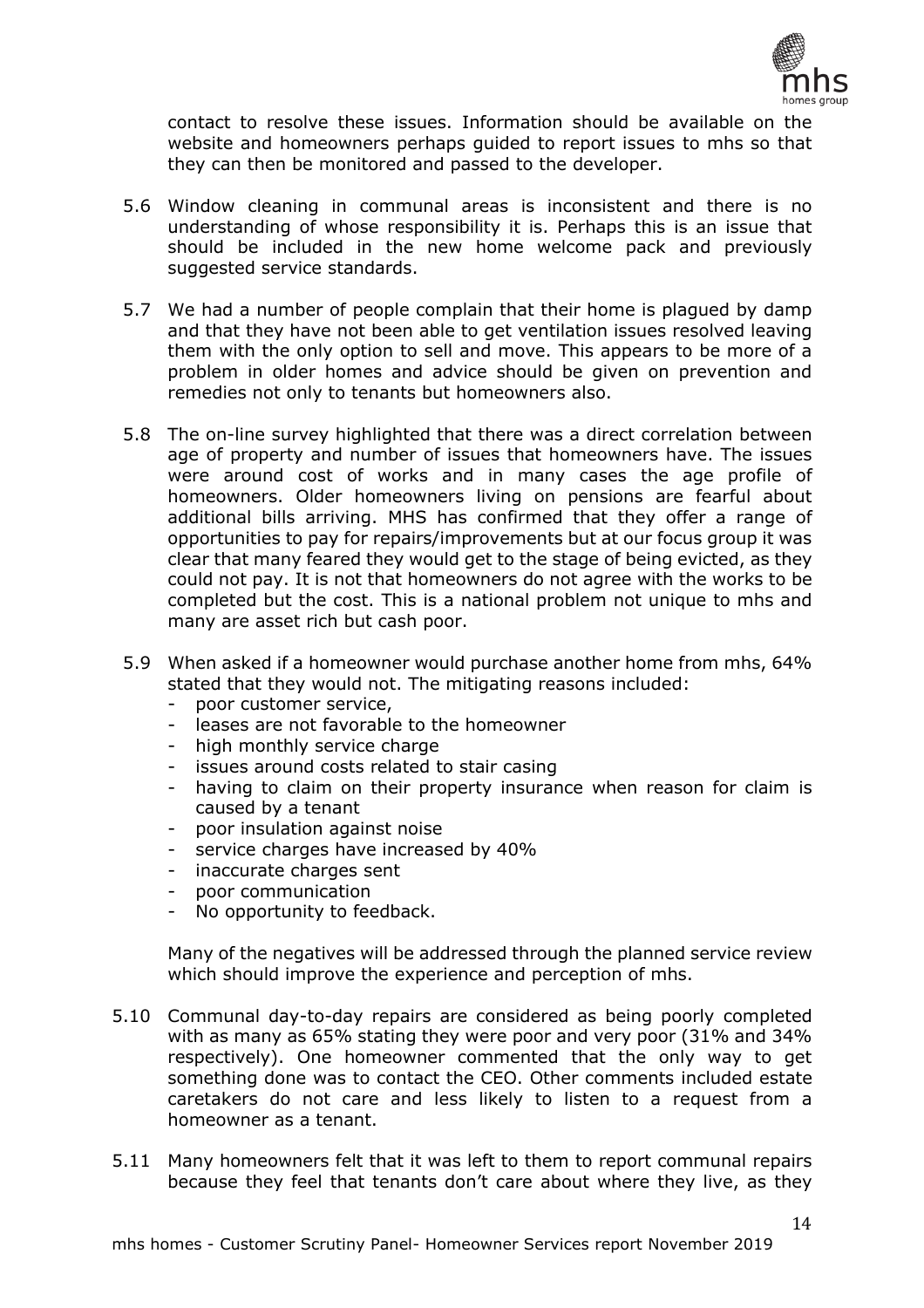contact to resolve these issues. Information should be available on the website and homeowners perhaps guided to report issues to mhs so that they can then be monitored and passed to the developer.

5.6 Window cleaning in communal areas is inconsistent and there is no understanding of whose responsibility it is. Perhaps this is an issue that should be included in the new home welcome pack and previously suggested service standards.

5.7 We had a number of people complain that their home is plagued by damp and that they have not been able to get ventilation issues resolved leaving them with the only option to sell and move. This appears to be more of a problem in older homes and advice should be given on prevention and remedies not only to tenants but homeowners also.

5.8 The on-line survey highlighted that there was a direct correlation between age of property and number of issues that homeowners have. The issues were around cost of works and in many cases the age profile of homeowners. Older homeowners living on pensions are fearful about additional bills arriving. MHS has confirmed that they offer a range of opportunities to pay for repairs/improvements but at our focus group it was clear that many feared they would get to the stage of being evicted, as they could not pay. It is not that homeowners do not agree with the works to be completed but the cost. This is a national problem not unique to mhs and many are asset rich but cash poor.

5.9 When asked if a homeowner would purchase another home from mhs, 64% stated that they would not. The mitigating reasons included:
   - poor customer service,
   - leases are not favorable to the homeowner
   - high monthly service charge
   - issues around costs related to stair casing
   - having to claim on their property insurance when reason for claim is caused by a tenant
   - poor insulation against noise
   - service charges have increased by 40%
   - inaccurate charges sent
   - poor communication
   - No opportunity to feedback.

   Many of the negatives will be addressed through the planned service review which should improve the experience and perception of mhs.

5.10 Communal day-to-day repairs are considered as being poorly completed with as many as 65% stating they were poor and very poor (31% and 34% respectively). One homeowner commented that the only way to get something done was to contact the CEO. Other comments included estate caretakers do not care and less likely to listen to a request from a homeowner as a tenant.

5.11 Many homeowners felt that it was left to them to report communal repairs because they feel that tenants don't care about where they live, as they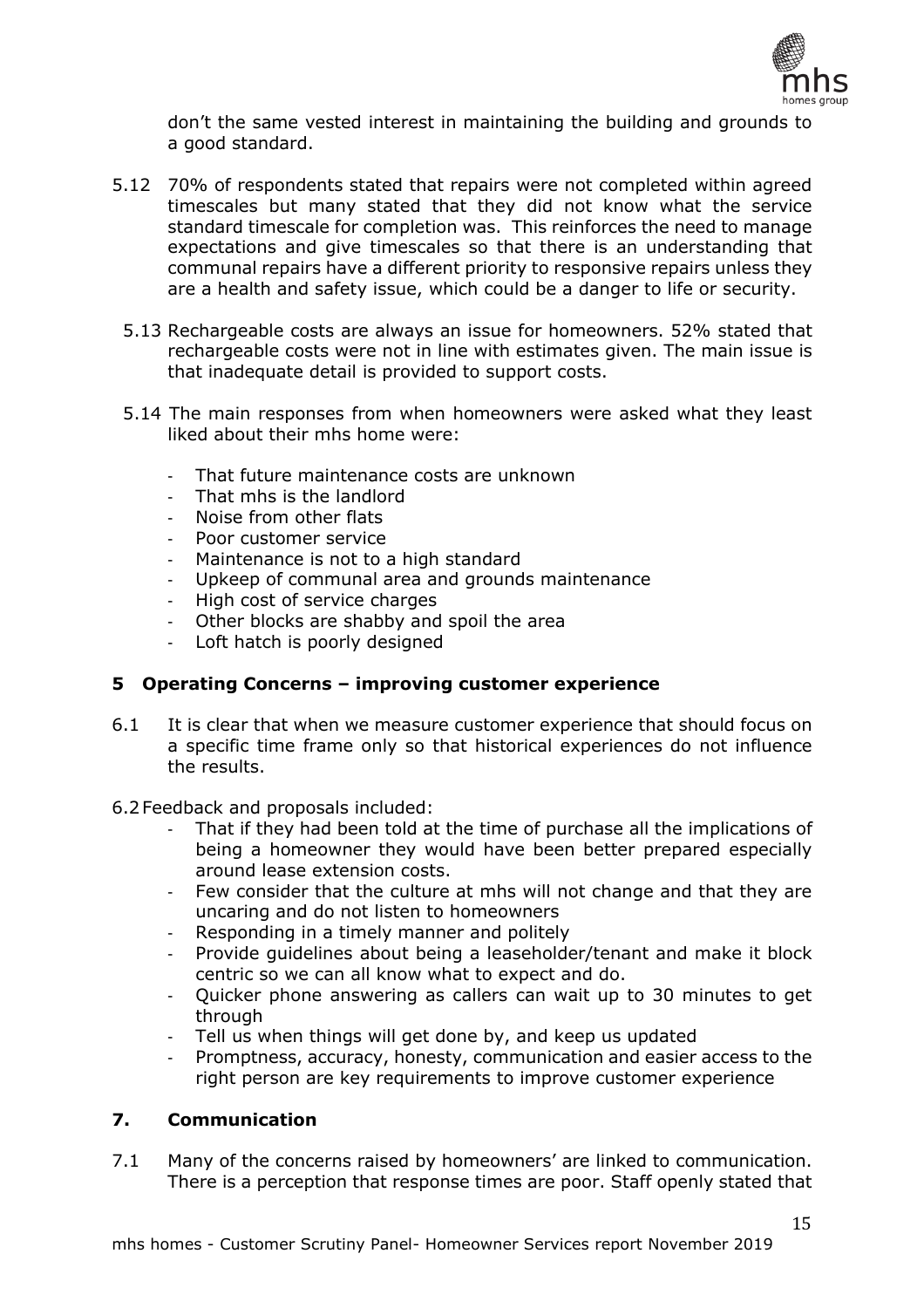don't the same vested interest in maintaining the building and grounds to a good standard.

5.12 70% of respondents stated that repairs were not completed within agreed timescales but many stated that they did not know what the service standard timescale for completion was. This reinforces the need to manage expectations and give timescales so that there is an understanding that communal repairs have a different priority to responsive repairs unless they are a health and safety issue, which could be a danger to life or security.

5.13 Rechargeable costs are always an issue for homeowners. 52% stated that rechargeable costs were not in line with estimates given. The main issue is that inadequate detail is provided to support costs.

5.14 The main responses from when homeowners were asked what they least liked about their mhs home were:

- That future maintenance costs are unknown
- That mhs is the landlord
- Noise from other flats
- Poor customer service
- Maintenance is not to a high standard
- Upkeep of communal area and grounds maintenance
- High cost of service charges
- Other blocks are shabby and spoil the area
- Loft hatch is poorly designed

## 5 Operating Concerns – improving customer experience

6.1 It is clear that when we measure customer experience that should focus on a specific time frame only so that historical experiences do not influence the results.

6.2 Feedback and proposals included:

- That if they had been told at the time of purchase all the implications of being a homeowner they would have been better prepared especially around lease extension costs.
- Few consider that the culture at mhs will not change and that they are uncaring and do not listen to homeowners
- Responding in a timely manner and politely
- Provide guidelines about being a leaseholder/tenant and make it block centric so we can all know what to expect and do.
- Quicker phone answering as callers can wait up to 30 minutes to get through
- Tell us when things will get done by, and keep us updated
- Promptness, accuracy, honesty, communication and easier access to the right person are key requirements to improve customer experience

## 7. Communication

7.1 Many of the concerns raised by homeowners' are linked to communication. There is a perception that response times are poor. Staff openly stated that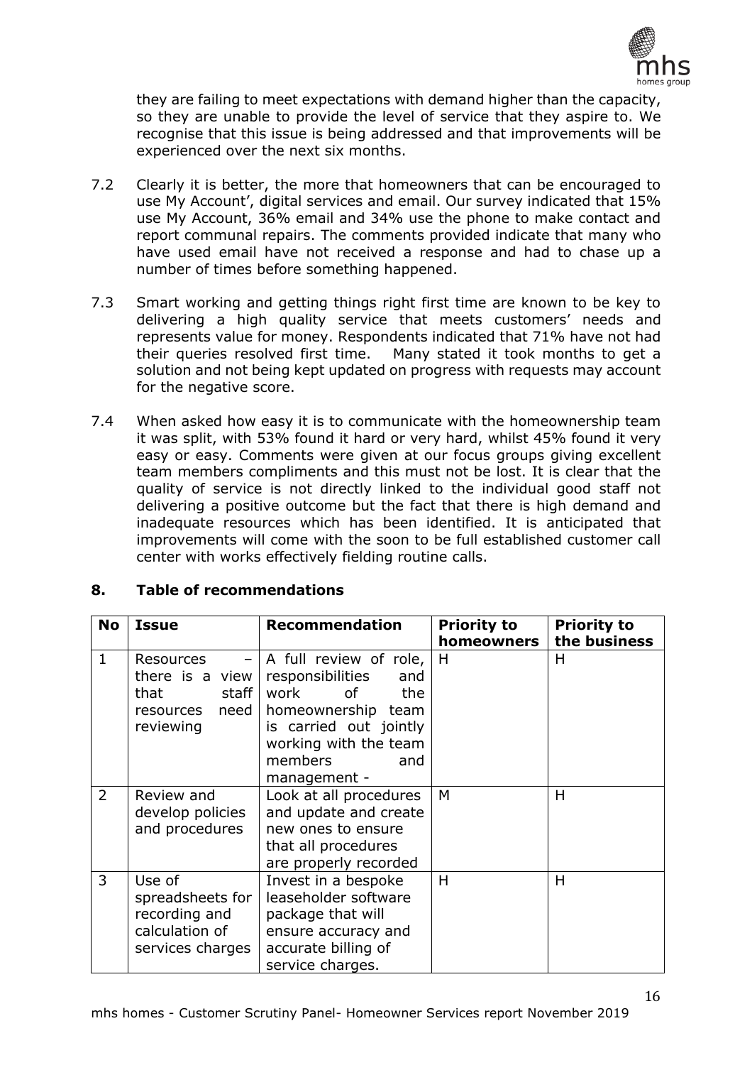they are failing to meet expectations with demand higher than the capacity, so they are unable to provide the level of service that they aspire to. We recognise that this issue is being addressed and that improvements will be experienced over the next six months.

7.2 Clearly it is better, the more that homeowners that can be encouraged to use My Account', digital services and email. Our survey indicated that 15% use My Account, 36% email and 34% use the phone to make contact and report communal repairs. The comments provided indicate that many who have used email have not received a response and had to chase up a number of times before something happened.

7.3 Smart working and getting things right first time are known to be key to delivering a high quality service that meets customers' needs and represents value for money. Respondents indicated that 71% have not had their queries resolved first time. Many stated it took months to get a solution and not being kept updated on progress with requests may account for the negative score.

7.4 When asked how easy it is to communicate with the homeownership team it was split, with 53% found it hard or very hard, whilst 45% found it very easy or easy. Comments were given at our focus groups giving excellent team members compliments and this must not be lost. It is clear that the quality of service is not directly linked to the individual good staff not delivering a positive outcome but the fact that there is high demand and inadequate resources which has been identified. It is anticipated that improvements will come with the soon to be full established customer call center with works effectively fielding routine calls.

## 8. Table of recommendations

| No | Issue | Recommendation | Priority to homeowners | Priority to the business |
|---|---|---|---|---|
| 1 | Resources – there is a view that staff resources need reviewing | A full review of role, responsibilities and work of the homeownership team is carried out jointly working with the team members and management - | H | H |
| 2 | Review and develop policies and procedures | Look at all procedures and update and create new ones to ensure that all procedures are properly recorded | M | H |
| 3 | Use of spreadsheets for recording and calculation of services charges | Invest in a bespoke leaseholder software package that will ensure accuracy and accurate billing of service charges. | H | H |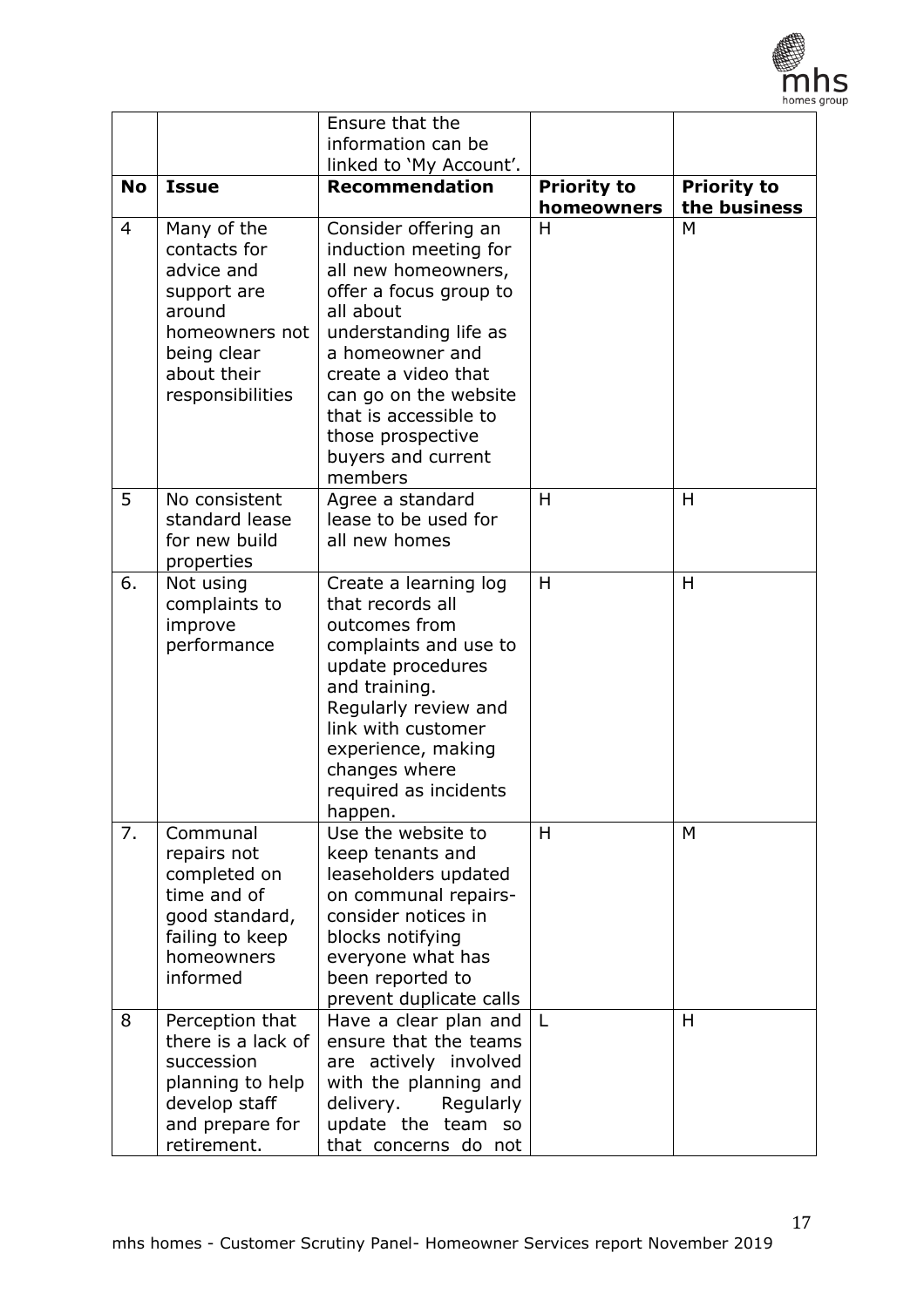| | | Ensure that the information can be linked to 'My Account'. | | |
|---|---|---|---|---|
| **No** | **Issue** | **Recommendation** | **Priority to homeowners** | **Priority to the business** |
| 4 | Many of the contacts for advice and support are around homeowners not being clear about their responsibilities | Consider offering an induction meeting for all new homeowners, offer a focus group to all about understanding life as a homeowner and create a video that can go on the website that is accessible to those prospective buyers and current members | H | M |
| 5 | No consistent standard lease for new build properties | Agree a standard lease to be used for all new homes | H | H |
| 6. | Not using complaints to improve performance | Create a learning log that records all outcomes from complaints and use to update procedures and training. Regularly review and link with customer experience, making changes where required as incidents happen. | H | H |
| 7. | Communal repairs not completed on time and of good standard, failing to keep homeowners informed | Use the website to keep tenants and leaseholders updated on communal repairs- consider notices in blocks notifying everyone what has been reported to prevent duplicate calls | H | M |
| 8 | Perception that there is a lack of succession planning to help develop staff and prepare for retirement. | Have a clear plan and ensure that the teams are actively involved with the planning and delivery. Regularly update the team so that concerns do not | L | H |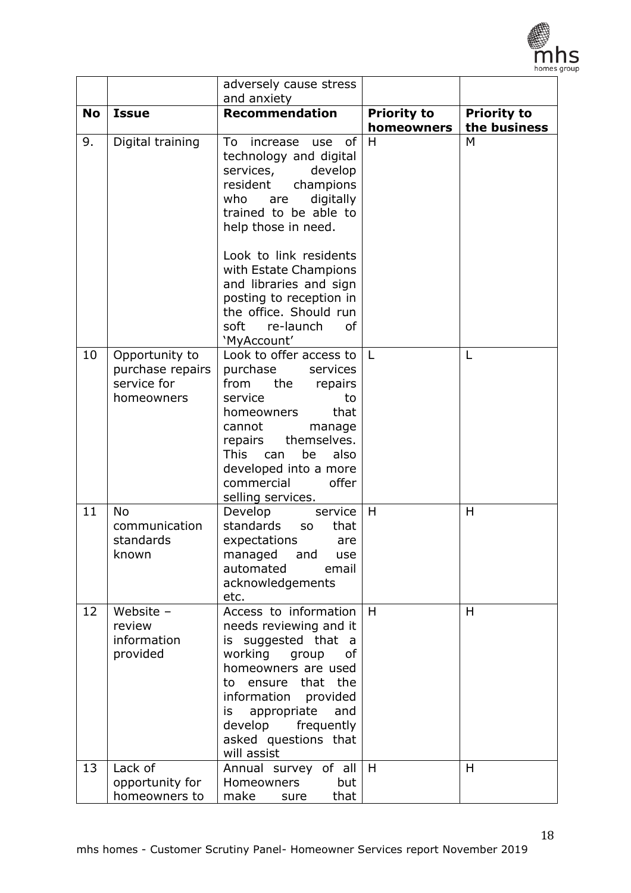| | | adversely cause stress and anxiety | | |
|---|---|---|---|---|
| **No** | **Issue** | **Recommendation** | **Priority to homeowners** | **Priority to the business** |
| 9. | Digital training | To increase use of technology and digital services, develop resident champions who are digitally trained to be able to help those in need.<br><br>Look to link residents with Estate Champions and libraries and sign posting to reception in the office. Should run soft re-launch of 'MyAccount' | H | M |
| 10 | Opportunity to purchase repairs service for homeowners | Look to offer access to purchase services from the repairs service to homeowners that cannot manage repairs themselves. This can be also developed into a more commercial offer selling services. | L | L |
| 11 | No communication standards known | Develop service standards so that expectations are managed and use automated email acknowledgements etc. | H | H |
| 12 | Website – review information provided | Access to information needs reviewing and it is suggested that a working group of homeowners are used to ensure that the information provided is appropriate and develop frequently asked questions that will assist | H | H |
| 13 | Lack of opportunity for homeowners to | Annual survey of all Homeowners but make sure that | H | H |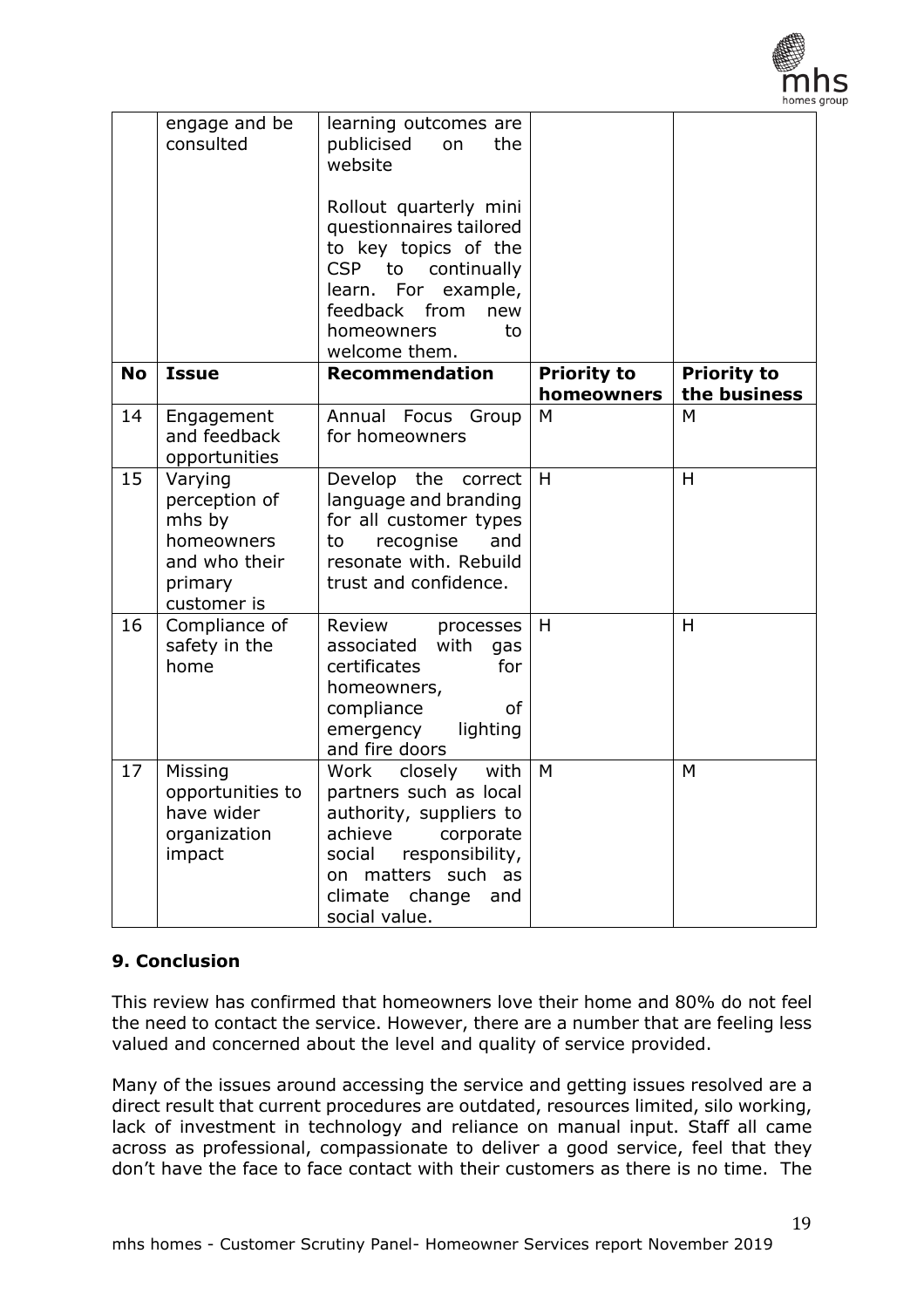| | engage and be consulted | learning outcomes are publicised on the website<br><br>Rollout quarterly mini questionnaires tailored to key topics of the CSP to continually learn. For example, feedback from new homeowners to welcome them. | | |
|---|---|---|---|---|
| **No** | **Issue** | **Recommendation** | **Priority to homeowners** | **Priority to the business** |
| 14 | Engagement and feedback opportunities | Annual Focus Group for homeowners | M | M |
| 15 | Varying perception of mhs by homeowners and who their primary customer is | Develop the correct language and branding for all customer types to recognise and resonate with. Rebuild trust and confidence. | H | H |
| 16 | Compliance of safety in the home | Review processes associated with gas certificates for homeowners, compliance of emergency lighting and fire doors | H | H |
| 17 | Missing opportunities to have wider organization impact | Work closely with partners such as local authority, suppliers to achieve corporate social responsibility, on matters such as climate change and social value. | M | M |

## 9. Conclusion

This review has confirmed that homeowners love their home and 80% do not feel the need to contact the service. However, there are a number that are feeling less valued and concerned about the level and quality of service provided.

Many of the issues around accessing the service and getting issues resolved are a direct result that current procedures are outdated, resources limited, silo working, lack of investment in technology and reliance on manual input. Staff all came across as professional, compassionate to deliver a good service, feel that they don't have the face to face contact with their customers as there is no time. The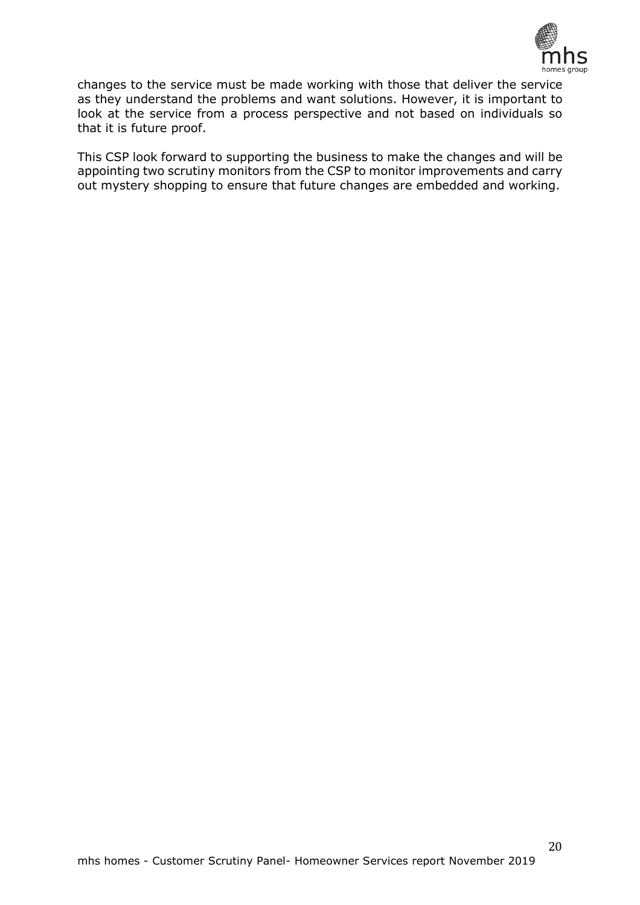changes to the service must be made working with those that deliver the service as they understand the problems and want solutions. However, it is important to look at the service from a process perspective and not based on individuals so that it is future proof.

This CSP look forward to supporting the business to make the changes and will be appointing two scrutiny monitors from the CSP to monitor improvements and carry out mystery shopping to ensure that future changes are embedded and working.